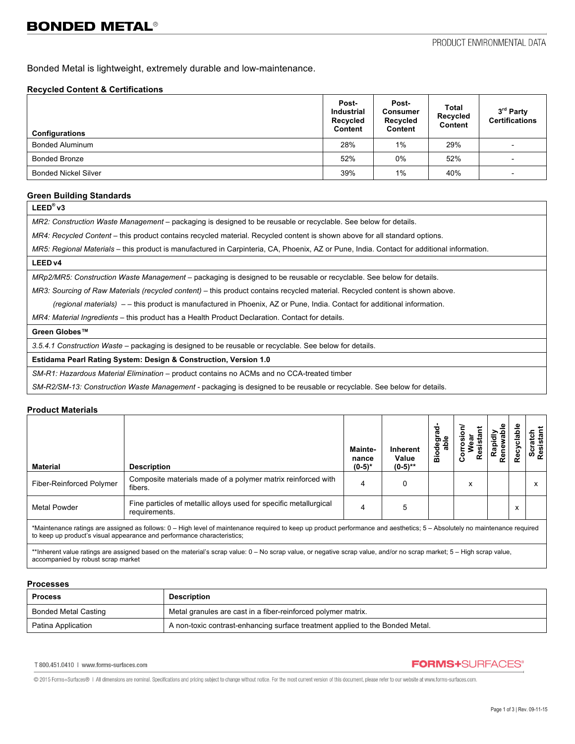# BONDED METAL®

PRODUCT ENVIRONMENTAL DATA

Bonded Metal is lightweight, extremely durable and low-maintenance.

### Recycled Content & Certifications

| Configurations | Post-Industrial Recycled Content | Post-Consumer Recycled Content | Total Recycled Content | 3rd Party Certifications |
|---|---|---|---|---|
| Bonded Aluminum | 28% | 1% | 29% | - |
| Bonded Bronze | 52% | 0% | 52% | - |
| Bonded Nickel Silver | 39% | 1% | 40% | - |

### Green Building Standards

**LEED® v3**

*MR2: Construction Waste Management* – packaging is designed to be reusable or recyclable. See below for details.

*MR4: Recycled Content* – this product contains recycled material. Recycled content is shown above for all standard options.

*MR5: Regional Materials* – this product is manufactured in Carpinteria, CA, Phoenix, AZ or Pune, India. Contact for additional information.

**LEED v4**

*MRp2/MR5: Construction Waste Management* – packaging is designed to be reusable or recyclable. See below for details.

*MR3: Sourcing of Raw Materials (recycled content)* – this product contains recycled material. Recycled content is shown above.

*(regional materials)* – – this product is manufactured in Phoenix, AZ or Pune, India. Contact for additional information.

*MR4: Material Ingredients* – this product has a Health Product Declaration. Contact for details.

**Green Globes™**

*3.5.4.1 Construction Waste* – packaging is designed to be reusable or recyclable. See below for details.

**Estidama Pearl Rating System: Design & Construction, Version 1.0**

*SM-R1: Hazardous Material Elimination* – product contains no ACMs and no CCA-treated timber

*SM-R2/SM-13: Construction Waste Management* - packaging is designed to be reusable or recyclable. See below for details.

### Product Materials

| Material | Description | Maintenance (0-5)* | Inherent Value (0-5)** | Biodegradable | Corrosion/ Wear Resistant | Rapidly Renewable | Recyclable | Scratch Resistant |
|---|---|---|---|---|---|---|---|---|
| Fiber-Reinforced Polymer | Composite materials made of a polymer matrix reinforced with fibers. | 4 | 0 | | x | | | x |
| Metal Powder | Fine particles of metallic alloys used for specific metallurgical requirements. | 4 | 5 | | | | x | |

*Maintenance ratings are assigned as follows: 0 – High level of maintenance required to keep up product performance and aesthetics; 5 – Absolutely no maintenance required to keep up product's visual appearance and performance characteristics;

**Inherent value ratings are assigned based on the material's scrap value: 0 – No scrap value, or negative scrap value, and/or no scrap market; 5 – High scrap value, accompanied by robust scrap market

### Processes

| Process | Description |
|---|---|
| Bonded Metal Casting | Metal granules are cast in a fiber-reinforced polymer matrix. |
| Patina Application | A non-toxic contrast-enhancing surface treatment applied to the Bonded Metal. |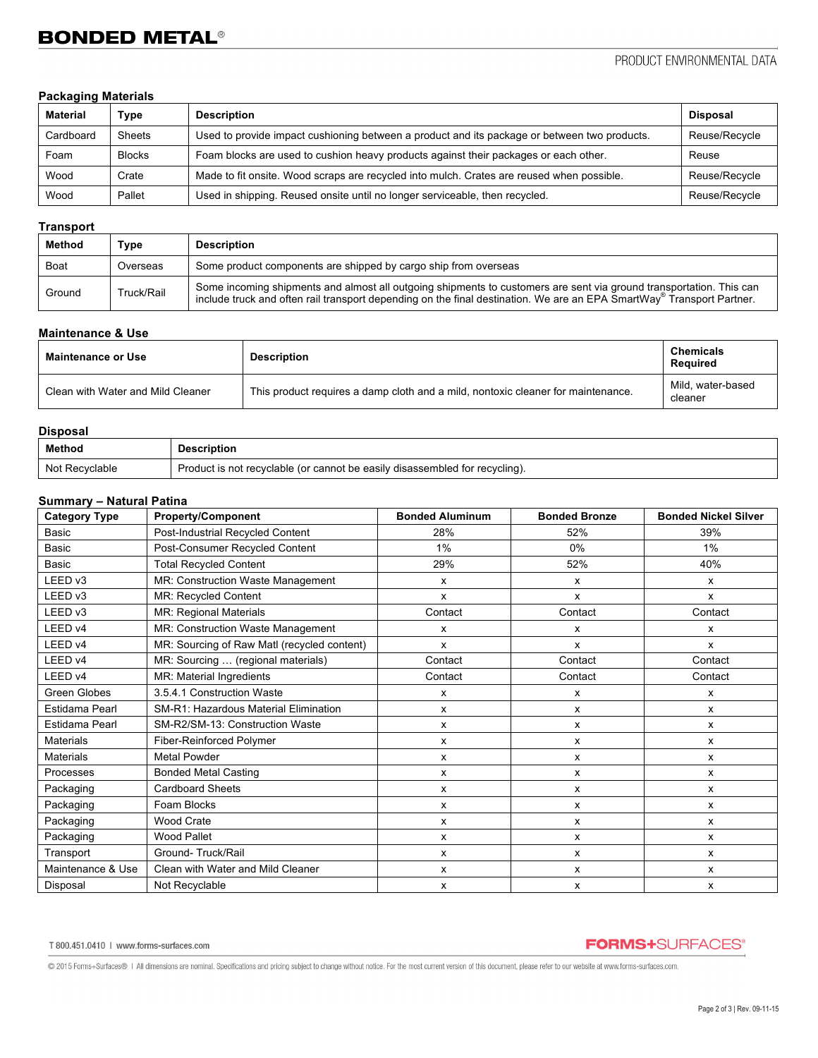## Packaging Materials

| Material | Type | Description | Disposal |
|---|---|---|---|
| Cardboard | Sheets | Used to provide impact cushioning between a product and its package or between two products. | Reuse/Recycle |
| Foam | Blocks | Foam blocks are used to cushion heavy products against their packages or each other. | Reuse |
| Wood | Crate | Made to fit onsite. Wood scraps are recycled into mulch. Crates are reused when possible. | Reuse/Recycle |
| Wood | Pallet | Used in shipping. Reused onsite until no longer serviceable, then recycled. | Reuse/Recycle |

## Transport

| Method | Type | Description |
|---|---|---|
| Boat | Overseas | Some product components are shipped by cargo ship from overseas |
| Ground | Truck/Rail | Some incoming shipments and almost all outgoing shipments to customers are sent via ground transportation. This can include truck and often rail transport depending on the final destination. We are an EPA SmartWay® Transport Partner. |

## Maintenance & Use

| Maintenance or Use | Description | Chemicals Required |
|---|---|---|
| Clean with Water and Mild Cleaner | This product requires a damp cloth and a mild, nontoxic cleaner for maintenance. | Mild, water-based cleaner |

## Disposal

| Method | Description |
|---|---|
| Not Recyclable | Product is not recyclable (or cannot be easily disassembled for recycling). |

## Summary – Natural Patina

| Category Type | Property/Component | Bonded Aluminum | Bonded Bronze | Bonded Nickel Silver |
|---|---|---|---|---|
| Basic | Post-Industrial Recycled Content | 28% | 52% | 39% |
| Basic | Post-Consumer Recycled Content | 1% | 0% | 1% |
| Basic | Total Recycled Content | 29% | 52% | 40% |
| LEED v3 | MR: Construction Waste Management | x | x | x |
| LEED v3 | MR: Recycled Content | x | x | x |
| LEED v3 | MR: Regional Materials | Contact | Contact | Contact |
| LEED v4 | MR: Construction Waste Management | x | x | x |
| LEED v4 | MR: Sourcing of Raw Matl (recycled content) | x | x | x |
| LEED v4 | MR: Sourcing … (regional materials) | Contact | Contact | Contact |
| LEED v4 | MR: Material Ingredients | Contact | Contact | Contact |
| Green Globes | 3.5.4.1 Construction Waste | x | x | x |
| Estidama Pearl | SM-R1: Hazardous Material Elimination | x | x | x |
| Estidama Pearl | SM-R2/SM-13: Construction Waste | x | x | x |
| Materials | Fiber-Reinforced Polymer | x | x | x |
| Materials | Metal Powder | x | x | x |
| Processes | Bonded Metal Casting | x | x | x |
| Packaging | Cardboard Sheets | x | x | x |
| Packaging | Foam Blocks | x | x | x |
| Packaging | Wood Crate | x | x | x |
| Packaging | Wood Pallet | x | x | x |
| Transport | Ground- Truck/Rail | x | x | x |
| Maintenance & Use | Clean with Water and Mild Cleaner | x | x | x |
| Disposal | Not Recyclable | x | x | x |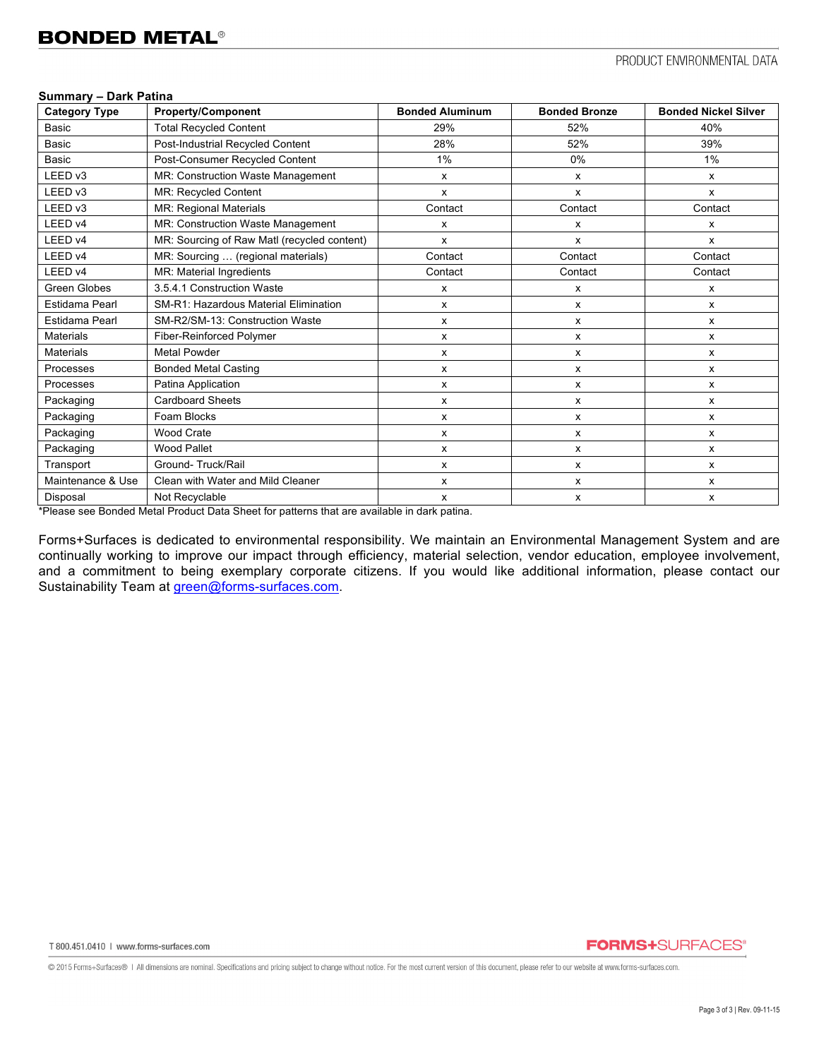**Summary – Dark Patina**

| Category Type | Property/Component | Bonded Aluminum | Bonded Bronze | Bonded Nickel Silver |
|---|---|---|---|---|
| Basic | Total Recycled Content | 29% | 52% | 40% |
| Basic | Post-Industrial Recycled Content | 28% | 52% | 39% |
| Basic | Post-Consumer Recycled Content | 1% | 0% | 1% |
| LEED v3 | MR: Construction Waste Management | x | x | x |
| LEED v3 | MR: Recycled Content | x | x | x |
| LEED v3 | MR: Regional Materials | Contact | Contact | Contact |
| LEED v4 | MR: Construction Waste Management | x | x | x |
| LEED v4 | MR: Sourcing of Raw Matl (recycled content) | x | x | x |
| LEED v4 | MR: Sourcing … (regional materials) | Contact | Contact | Contact |
| LEED v4 | MR: Material Ingredients | Contact | Contact | Contact |
| Green Globes | 3.5.4.1 Construction Waste | x | x | x |
| Estidama Pearl | SM-R1: Hazardous Material Elimination | x | x | x |
| Estidama Pearl | SM-R2/SM-13: Construction Waste | x | x | x |
| Materials | Fiber-Reinforced Polymer | x | x | x |
| Materials | Metal Powder | x | x | x |
| Processes | Bonded Metal Casting | x | x | x |
| Processes | Patina Application | x | x | x |
| Packaging | Cardboard Sheets | x | x | x |
| Packaging | Foam Blocks | x | x | x |
| Packaging | Wood Crate | x | x | x |
| Packaging | Wood Pallet | x | x | x |
| Transport | Ground- Truck/Rail | x | x | x |
| Maintenance & Use | Clean with Water and Mild Cleaner | x | x | x |
| Disposal | Not Recyclable | x | x | x |

*Please see Bonded Metal Product Data Sheet for patterns that are available in dark patina.

Forms+Surfaces is dedicated to environmental responsibility. We maintain an Environmental Management System and are continually working to improve our impact through efficiency, material selection, vendor education, employee involvement, and a commitment to being exemplary corporate citizens. If you would like additional information, please contact our Sustainability Team at green@forms-surfaces.com.